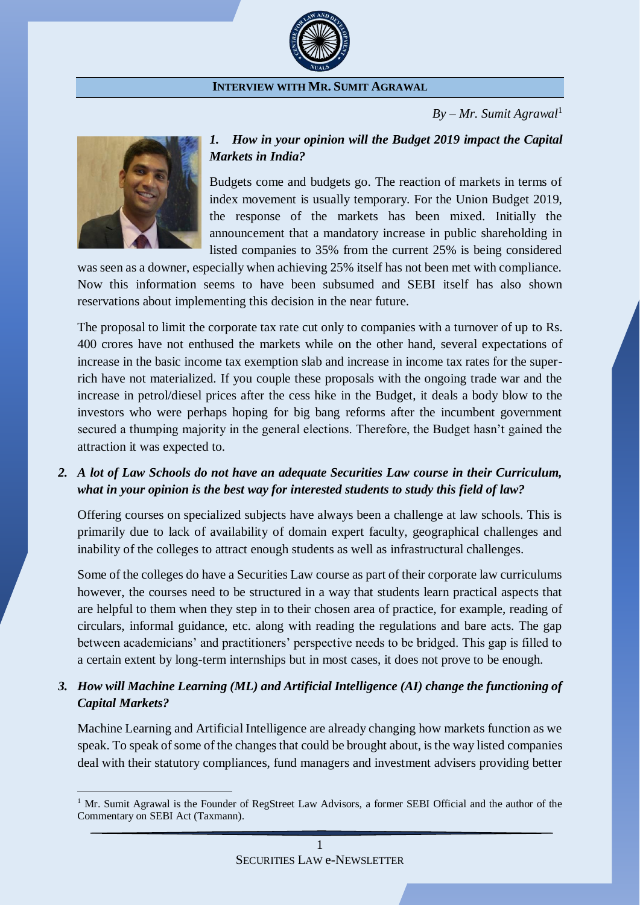## INTERVIEW WITH MR. SUMIT AGRAWAL

*By – Mr. Sumit Agrawal*[1]

### *1. How in your opinion will the Budget 2019 impact the Capital Markets in India?*

Budgets come and budgets go. The reaction of markets in terms of index movement is usually temporary. For the Union Budget 2019, the response of the markets has been mixed. Initially the announcement that a mandatory increase in public shareholding in listed companies to 35% from the current 25% is being considered was seen as a downer, especially when achieving 25% itself has not been met with compliance. Now this information seems to have been subsumed and SEBI itself has also shown reservations about implementing this decision in the near future.

The proposal to limit the corporate tax rate cut only to companies with a turnover of up to Rs. 400 crores have not enthused the markets while on the other hand, several expectations of increase in the basic income tax exemption slab and increase in income tax rates for the super-rich have not materialized. If you couple these proposals with the ongoing trade war and the increase in petrol/diesel prices after the cess hike in the Budget, it deals a body blow to the investors who were perhaps hoping for big bang reforms after the incumbent government secured a thumping majority in the general elections. Therefore, the Budget hasn't gained the attraction it was expected to.

### *2. A lot of Law Schools do not have an adequate Securities Law course in their Curriculum, what in your opinion is the best way for interested students to study this field of law?*

Offering courses on specialized subjects have always been a challenge at law schools. This is primarily due to lack of availability of domain expert faculty, geographical challenges and inability of the colleges to attract enough students as well as infrastructural challenges.

Some of the colleges do have a Securities Law course as part of their corporate law curriculums however, the courses need to be structured in a way that students learn practical aspects that are helpful to them when they step in to their chosen area of practice, for example, reading of circulars, informal guidance, etc. along with reading the regulations and bare acts. The gap between academicians' and practitioners' perspective needs to be bridged. This gap is filled to a certain extent by long-term internships but in most cases, it does not prove to be enough.

### *3. How will Machine Learning (ML) and Artificial Intelligence (AI) change the functioning of Capital Markets?*

Machine Learning and Artificial Intelligence are already changing how markets function as we speak. To speak of some of the changes that could be brought about, is the way listed companies deal with their statutory compliances, fund managers and investment advisers providing better

---

[1] Mr. Sumit Agrawal is the Founder of RegStreet Law Advisors, a former SEBI Official and the author of the Commentary on SEBI Act (Taxmann).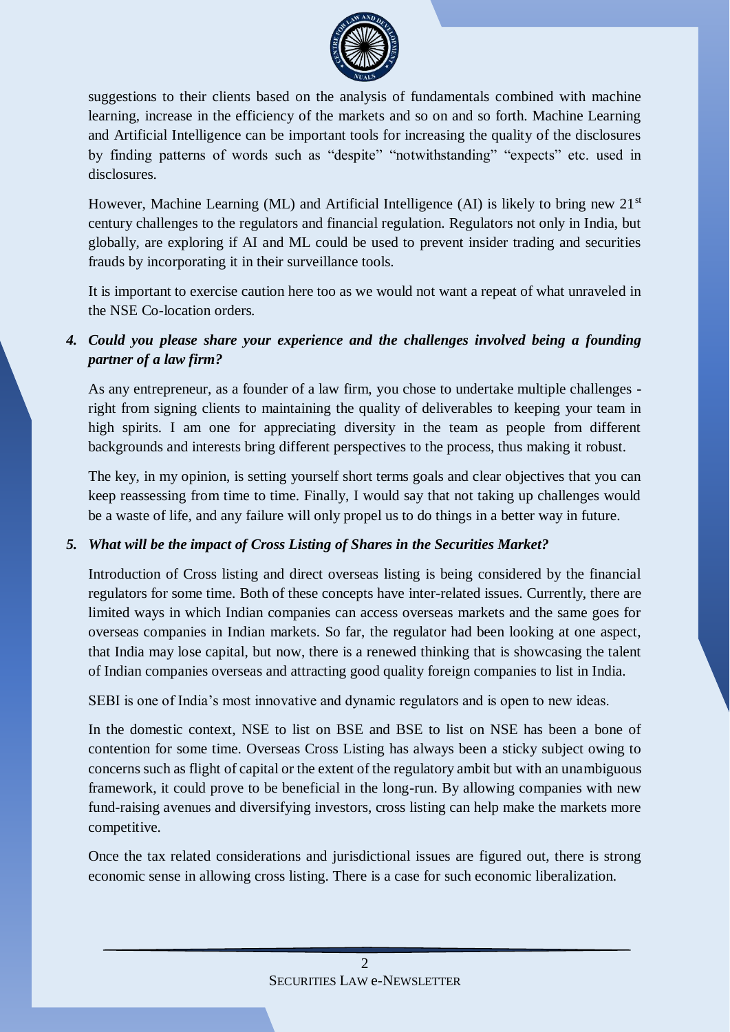suggestions to their clients based on the analysis of fundamentals combined with machine learning, increase in the efficiency of the markets and so on and so forth. Machine Learning and Artificial Intelligence can be important tools for increasing the quality of the disclosures by finding patterns of words such as "despite" "notwithstanding" "expects" etc. used in disclosures.

However, Machine Learning (ML) and Artificial Intelligence (AI) is likely to bring new 21st century challenges to the regulators and financial regulation. Regulators not only in India, but globally, are exploring if AI and ML could be used to prevent insider trading and securities frauds by incorporating it in their surveillance tools.

It is important to exercise caution here too as we would not want a repeat of what unraveled in the NSE Co-location orders.

4. ***Could you please share your experience and the challenges involved being a founding partner of a law firm?***

As any entrepreneur, as a founder of a law firm, you chose to undertake multiple challenges - right from signing clients to maintaining the quality of deliverables to keeping your team in high spirits. I am one for appreciating diversity in the team as people from different backgrounds and interests bring different perspectives to the process, thus making it robust.

The key, in my opinion, is setting yourself short terms goals and clear objectives that you can keep reassessing from time to time. Finally, I would say that not taking up challenges would be a waste of life, and any failure will only propel us to do things in a better way in future.

5. ***What will be the impact of Cross Listing of Shares in the Securities Market?***

Introduction of Cross listing and direct overseas listing is being considered by the financial regulators for some time. Both of these concepts have inter-related issues. Currently, there are limited ways in which Indian companies can access overseas markets and the same goes for overseas companies in Indian markets. So far, the regulator had been looking at one aspect, that India may lose capital, but now, there is a renewed thinking that is showcasing the talent of Indian companies overseas and attracting good quality foreign companies to list in India.

SEBI is one of India's most innovative and dynamic regulators and is open to new ideas.

In the domestic context, NSE to list on BSE and BSE to list on NSE has been a bone of contention for some time. Overseas Cross Listing has always been a sticky subject owing to concerns such as flight of capital or the extent of the regulatory ambit but with an unambiguous framework, it could prove to be beneficial in the long-run. By allowing companies with new fund-raising avenues and diversifying investors, cross listing can help make the markets more competitive.

Once the tax related considerations and jurisdictional issues are figured out, there is strong economic sense in allowing cross listing. There is a case for such economic liberalization.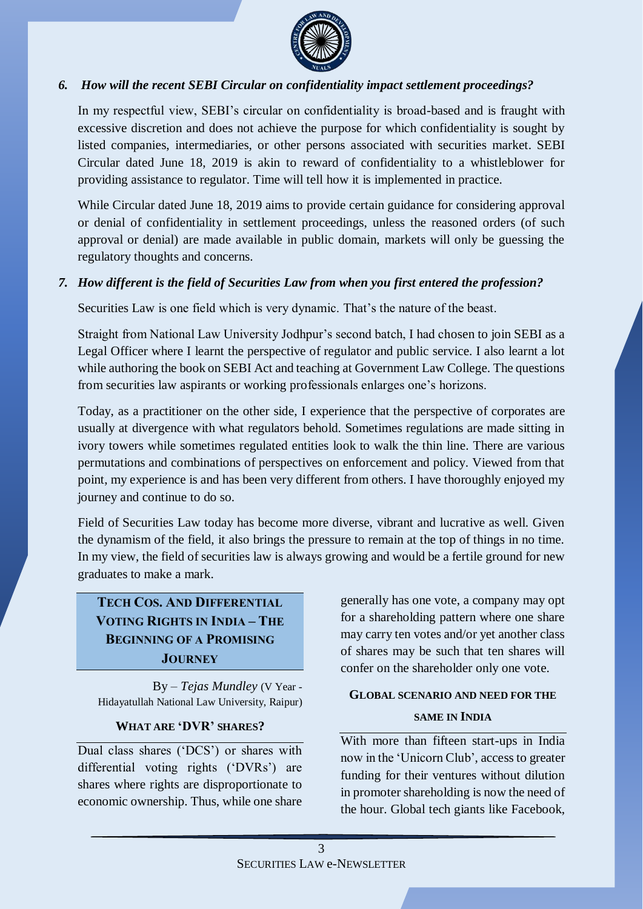### *6. How will the recent SEBI Circular on confidentiality impact settlement proceedings?*

In my respectful view, SEBI's circular on confidentiality is broad-based and is fraught with excessive discretion and does not achieve the purpose for which confidentiality is sought by listed companies, intermediaries, or other persons associated with securities market. SEBI Circular dated June 18, 2019 is akin to reward of confidentiality to a whistleblower for providing assistance to regulator. Time will tell how it is implemented in practice.

While Circular dated June 18, 2019 aims to provide certain guidance for considering approval or denial of confidentiality in settlement proceedings, unless the reasoned orders (of such approval or denial) are made available in public domain, markets will only be guessing the regulatory thoughts and concerns.

### *7. How different is the field of Securities Law from when you first entered the profession?*

Securities Law is one field which is very dynamic. That's the nature of the beast.

Straight from National Law University Jodhpur's second batch, I had chosen to join SEBI as a Legal Officer where I learnt the perspective of regulator and public service. I also learnt a lot while authoring the book on SEBI Act and teaching at Government Law College. The questions from securities law aspirants or working professionals enlarges one's horizons.

Today, as a practitioner on the other side, I experience that the perspective of corporates are usually at divergence with what regulators behold. Sometimes regulations are made sitting in ivory towers while sometimes regulated entities look to walk the thin line. There are various permutations and combinations of perspectives on enforcement and policy. Viewed from that point, my experience is and has been very different from others. I have thoroughly enjoyed my journey and continue to do so.

Field of Securities Law today has become more diverse, vibrant and lucrative as well. Given the dynamism of the field, it also brings the pressure to remain at the top of things in no time. In my view, the field of securities law is always growing and would be a fertile ground for new graduates to make a mark.

## TECH COS. AND DIFFERENTIAL VOTING RIGHTS IN INDIA – THE BEGINNING OF A PROMISING JOURNEY

By – *Tejas Mundley* (V Year - Hidayatullah National Law University, Raipur)

### WHAT ARE 'DVR' SHARES?

Dual class shares ('DCS') or shares with differential voting rights ('DVRs') are shares where rights are disproportionate to economic ownership. Thus, while one share generally has one vote, a company may opt for a shareholding pattern where one share may carry ten votes and/or yet another class of shares may be such that ten shares will confer on the shareholder only one vote.

### GLOBAL SCENARIO AND NEED FOR THE SAME IN INDIA

With more than fifteen start-ups in India now in the 'Unicorn Club', access to greater funding for their ventures without dilution in promoter shareholding is now the need of the hour. Global tech giants like Facebook,